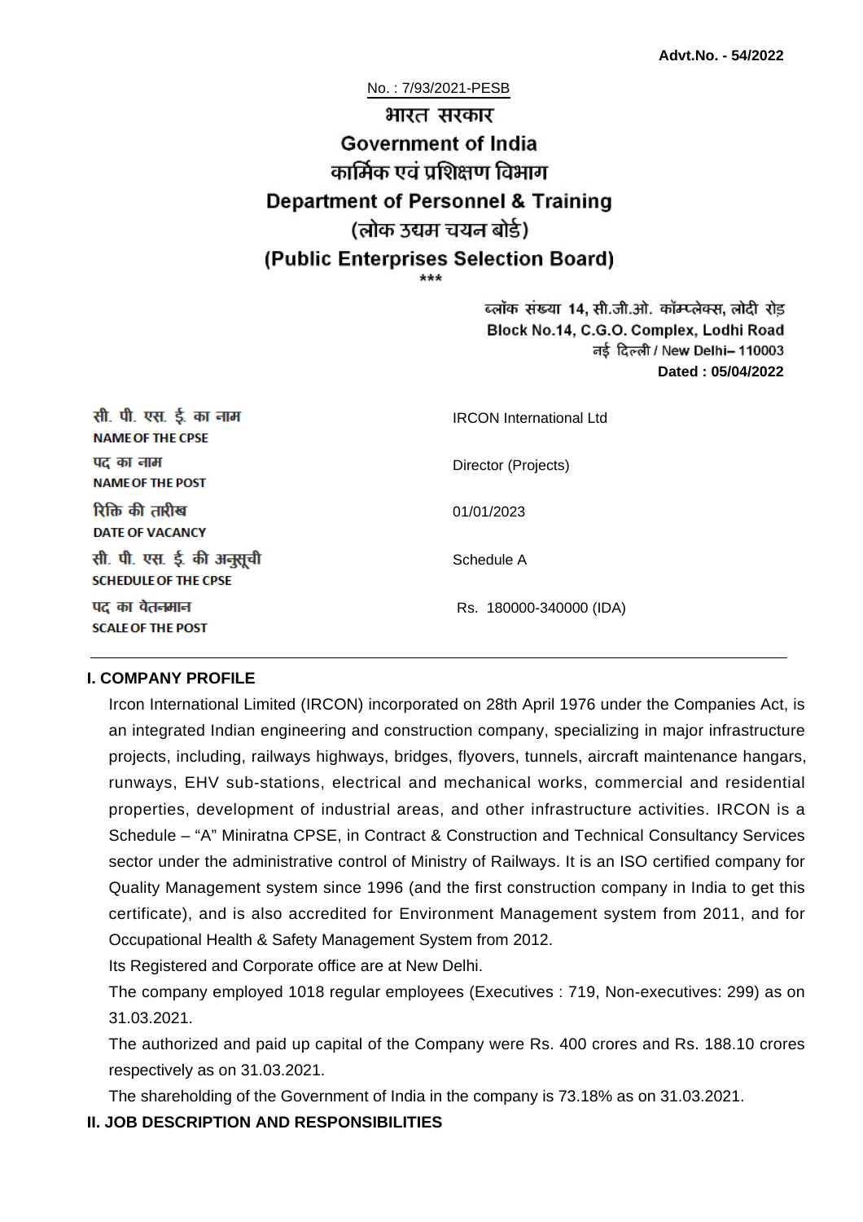**Advt.No. - 54/2022**

No. : 7/93/2021-PESB

# भारत सरकार
# Government of India
## कार्मिक एवं प्रशिक्षण विभाग
## Department of Personnel & Training
## (लोक उद्यम चयन बोर्ड)
## (Public Enterprises Selection Board)

\*\*\*

ब्लॉक संख्या 14, सी.जी.ओ. कॉम्प्लेक्स, लोदी रोड़
Block No.14, C.G.O. Complex, Lodhi Road
नई दिल्ली / New Delhi– 110003
**Dated : 05/04/2022**

| | |
|---|---|
| सी. पी. एस. ई. का नाम **NAME OF THE CPSE** | IRCON International Ltd |
| पद का नाम **NAME OF THE POST** | Director (Projects) |
| रिक्ति की तारीख **DATE OF VACANCY** | 01/01/2023 |
| सी. पी. एस. ई. की अनुसूची **SCHEDULE OF THE CPSE** | Schedule A |
| पद का वेतनमान **SCALE OF THE POST** | Rs. 180000-340000 (IDA) |

### I. COMPANY PROFILE

Ircon International Limited (IRCON) incorporated on 28th April 1976 under the Companies Act, is an integrated Indian engineering and construction company, specializing in major infrastructure projects, including, railways highways, bridges, flyovers, tunnels, aircraft maintenance hangars, runways, EHV sub-stations, electrical and mechanical works, commercial and residential properties, development of industrial areas, and other infrastructure activities. IRCON is a Schedule – "A" Miniratna CPSE, in Contract & Construction and Technical Consultancy Services sector under the administrative control of Ministry of Railways. It is an ISO certified company for Quality Management system since 1996 (and the first construction company in India to get this certificate), and is also accredited for Environment Management system from 2011, and for Occupational Health & Safety Management System from 2012.

Its Registered and Corporate office are at New Delhi.

The company employed 1018 regular employees (Executives : 719, Non-executives: 299) as on 31.03.2021.

The authorized and paid up capital of the Company were Rs. 400 crores and Rs. 188.10 crores respectively as on 31.03.2021.

The shareholding of the Government of India in the company is 73.18% as on 31.03.2021.

### II. JOB DESCRIPTION AND RESPONSIBILITIES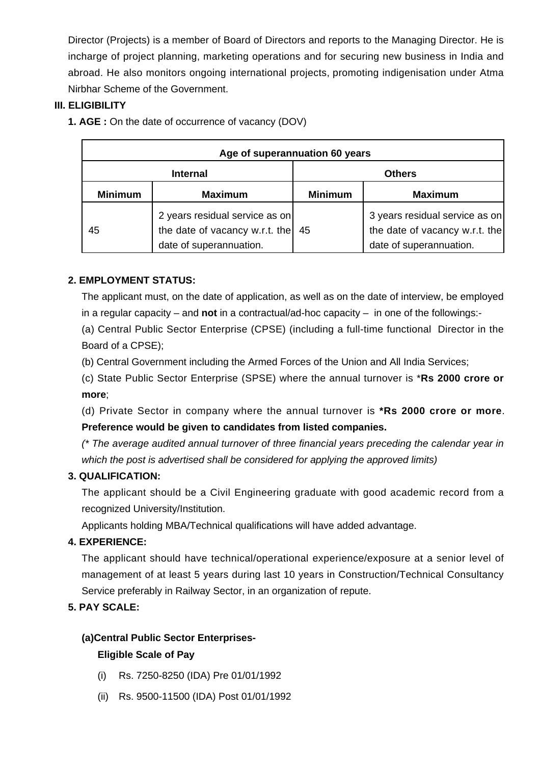Director (Projects) is a member of Board of Directors and reports to the Managing Director. He is incharge of project planning, marketing operations and for securing new business in India and abroad. He also monitors ongoing international projects, promoting indigenisation under Atma Nirbhar Scheme of the Government.

### III. ELIGIBILITY

**1. AGE :** On the date of occurrence of vacancy (DOV)

| Age of superannuation 60 years | | | |
|---|---|---|---|
| **Internal** | | **Others** | |
| **Minimum** | **Maximum** | **Minimum** | **Maximum** |
| 45 | 2 years residual service as on the date of vacancy w.r.t. the date of superannuation. | 45 | 3 years residual service as on the date of vacancy w.r.t. the date of superannuation. |

**2. EMPLOYMENT STATUS:**

The applicant must, on the date of application, as well as on the date of interview, be employed in a regular capacity – and **not** in a contractual/ad-hoc capacity – in one of the followings:-

(a) Central Public Sector Enterprise (CPSE) (including a full-time functional Director in the Board of a CPSE);

(b) Central Government including the Armed Forces of the Union and All India Services;

(c) State Public Sector Enterprise (SPSE) where the annual turnover is ***Rs 2000 crore or more**;

(d) Private Sector in company where the annual turnover is ***Rs 2000 crore or more**. **Preference would be given to candidates from listed companies.**

*(* The average audited annual turnover of three financial years preceding the calendar year in which the post is advertised shall be considered for applying the approved limits)*

**3. QUALIFICATION:**

The applicant should be a Civil Engineering graduate with good academic record from a recognized University/Institution.

Applicants holding MBA/Technical qualifications will have added advantage.

**4. EXPERIENCE:**

The applicant should have technical/operational experience/exposure at a senior level of management of at least 5 years during last 10 years in Construction/Technical Consultancy Service preferably in Railway Sector, in an organization of repute.

**5. PAY SCALE:**

**(a)Central Public Sector Enterprises-**

**Eligible Scale of Pay**

(i) Rs. 7250-8250 (IDA) Pre 01/01/1992

(ii) Rs. 9500-11500 (IDA) Post 01/01/1992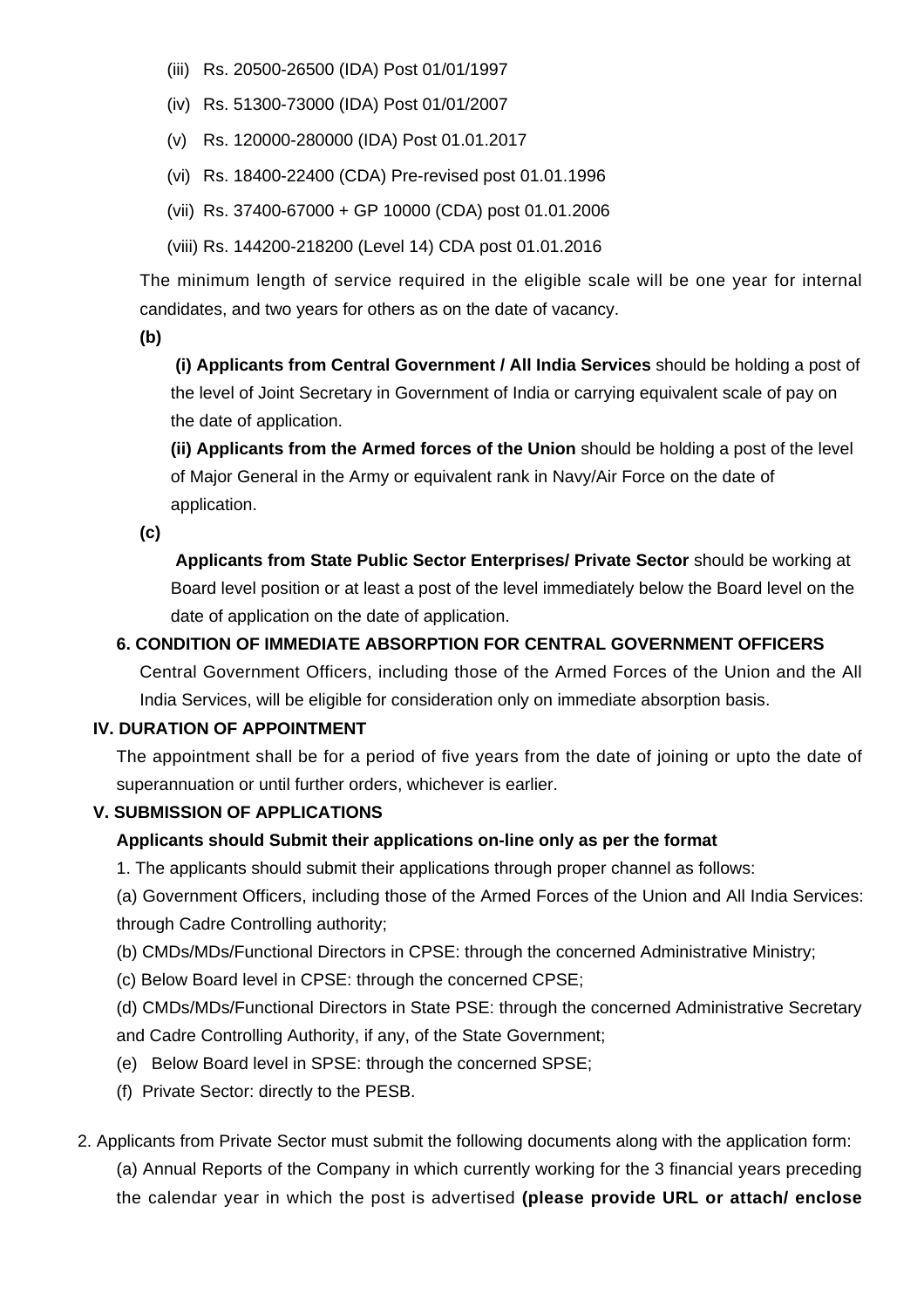(iii) Rs. 20500-26500 (IDA) Post 01/01/1997

(iv) Rs. 51300-73000 (IDA) Post 01/01/2007

(v) Rs. 120000-280000 (IDA) Post 01.01.2017

(vi) Rs. 18400-22400 (CDA) Pre-revised post 01.01.1996

(vii) Rs. 37400-67000 + GP 10000 (CDA) post 01.01.2006

(viii) Rs. 144200-218200 (Level 14) CDA post 01.01.2016

The minimum length of service required in the eligible scale will be one year for internal candidates, and two years for others as on the date of vacancy.

**(b)**

**(i) Applicants from Central Government / All India Services** should be holding a post of the level of Joint Secretary in Government of India or carrying equivalent scale of pay on the date of application.

**(ii) Applicants from the Armed forces of the Union** should be holding a post of the level of Major General in the Army or equivalent rank in Navy/Air Force on the date of application.

**(c)**

**Applicants from State Public Sector Enterprises/ Private Sector** should be working at Board level position or at least a post of the level immediately below the Board level on the date of application on the date of application.

**6. CONDITION OF IMMEDIATE ABSORPTION FOR CENTRAL GOVERNMENT OFFICERS**

Central Government Officers, including those of the Armed Forces of the Union and the All India Services, will be eligible for consideration only on immediate absorption basis.

**IV. DURATION OF APPOINTMENT**

The appointment shall be for a period of five years from the date of joining or upto the date of superannuation or until further orders, whichever is earlier.

**V. SUBMISSION OF APPLICATIONS**

**Applicants should Submit their applications on-line only as per the format**

1. The applicants should submit their applications through proper channel as follows:

(a) Government Officers, including those of the Armed Forces of the Union and All India Services: through Cadre Controlling authority;

(b) CMDs/MDs/Functional Directors in CPSE: through the concerned Administrative Ministry;

(c) Below Board level in CPSE: through the concerned CPSE;

(d) CMDs/MDs/Functional Directors in State PSE: through the concerned Administrative Secretary and Cadre Controlling Authority, if any, of the State Government;

(e) Below Board level in SPSE: through the concerned SPSE;

(f) Private Sector: directly to the PESB.

2. Applicants from Private Sector must submit the following documents along with the application form:

(a) Annual Reports of the Company in which currently working for the 3 financial years preceding the calendar year in which the post is advertised **(please provide URL or attach/ enclose**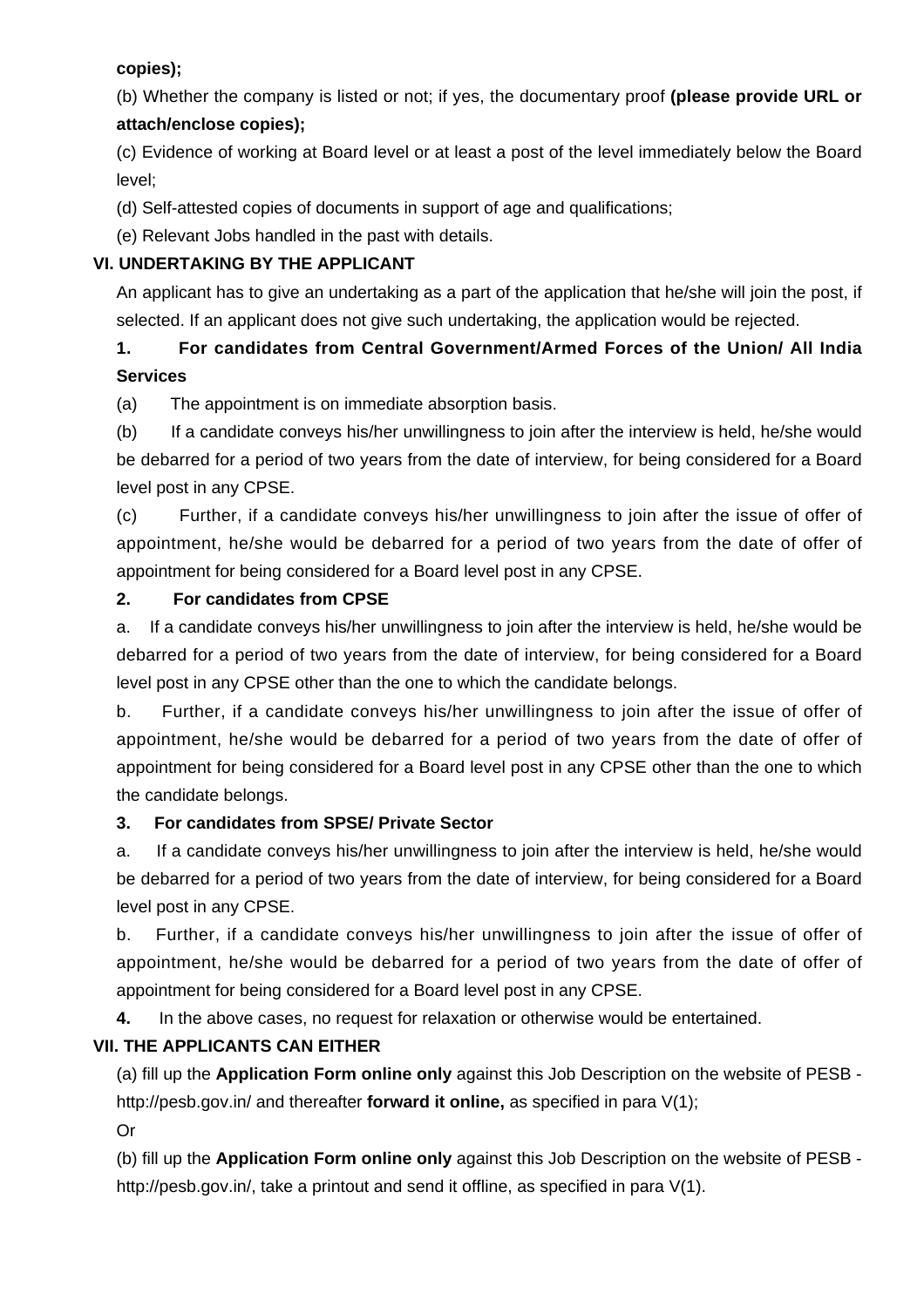**copies);**

(b) Whether the company is listed or not; if yes, the documentary proof **(please provide URL or attach/enclose copies);**

(c) Evidence of working at Board level or at least a post of the level immediately below the Board level;

(d) Self-attested copies of documents in support of age and qualifications;

(e) Relevant Jobs handled in the past with details.

### VI. UNDERTAKING BY THE APPLICANT

An applicant has to give an undertaking as a part of the application that he/she will join the post, if selected. If an applicant does not give such undertaking, the application would be rejected.

**1. For candidates from Central Government/Armed Forces of the Union/ All India Services**

(a) The appointment is on immediate absorption basis.

(b) If a candidate conveys his/her unwillingness to join after the interview is held, he/she would be debarred for a period of two years from the date of interview, for being considered for a Board level post in any CPSE.

(c) Further, if a candidate conveys his/her unwillingness to join after the issue of offer of appointment, he/she would be debarred for a period of two years from the date of offer of appointment for being considered for a Board level post in any CPSE.

**2. For candidates from CPSE**

a. If a candidate conveys his/her unwillingness to join after the interview is held, he/she would be debarred for a period of two years from the date of interview, for being considered for a Board level post in any CPSE other than the one to which the candidate belongs.

b. Further, if a candidate conveys his/her unwillingness to join after the issue of offer of appointment, he/she would be debarred for a period of two years from the date of offer of appointment for being considered for a Board level post in any CPSE other than the one to which the candidate belongs.

**3. For candidates from SPSE/ Private Sector**

a. If a candidate conveys his/her unwillingness to join after the interview is held, he/she would be debarred for a period of two years from the date of interview, for being considered for a Board level post in any CPSE.

b. Further, if a candidate conveys his/her unwillingness to join after the issue of offer of appointment, he/she would be debarred for a period of two years from the date of offer of appointment for being considered for a Board level post in any CPSE.

**4.** In the above cases, no request for relaxation or otherwise would be entertained.

### VII. THE APPLICANTS CAN EITHER

(a) fill up the **Application Form online only** against this Job Description on the website of PESB - http://pesb.gov.in/ and thereafter **forward it online,** as specified in para V(1);

Or

(b) fill up the **Application Form online only** against this Job Description on the website of PESB - http://pesb.gov.in/, take a printout and send it offline, as specified in para V(1).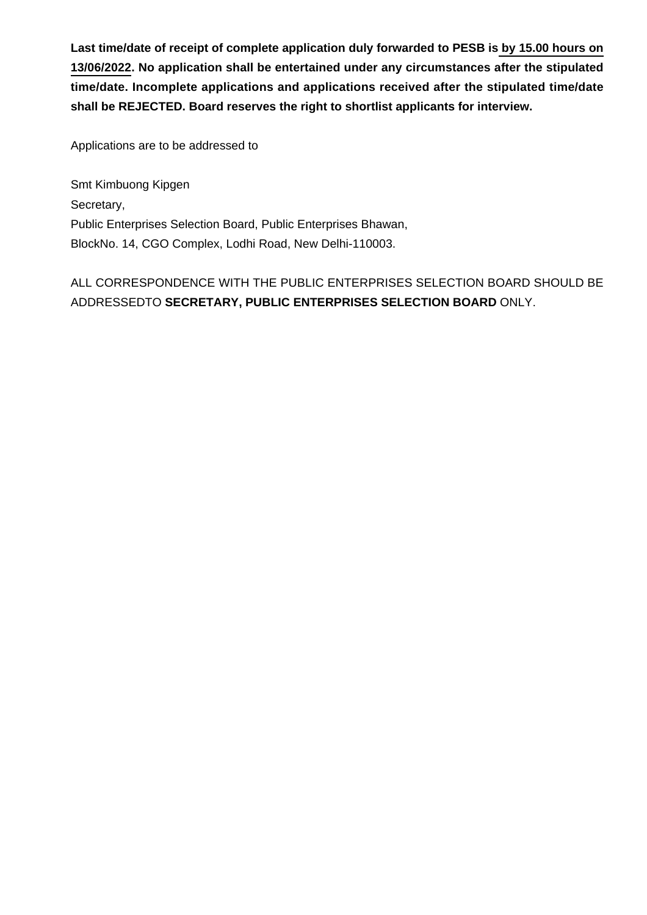**Last time/date of receipt of complete application duly forwarded to PESB is by 15.00 hours on 13/06/2022. No application shall be entertained under any circumstances after the stipulated time/date. Incomplete applications and applications received after the stipulated time/date shall be REJECTED. Board reserves the right to shortlist applicants for interview.**

Applications are to be addressed to

Smt Kimbuong Kipgen
Secretary,
Public Enterprises Selection Board, Public Enterprises Bhawan,
BlockNo. 14, CGO Complex, Lodhi Road, New Delhi-110003.

ALL CORRESPONDENCE WITH THE PUBLIC ENTERPRISES SELECTION BOARD SHOULD BE ADDRESSEDTO **SECRETARY, PUBLIC ENTERPRISES SELECTION BOARD** ONLY.